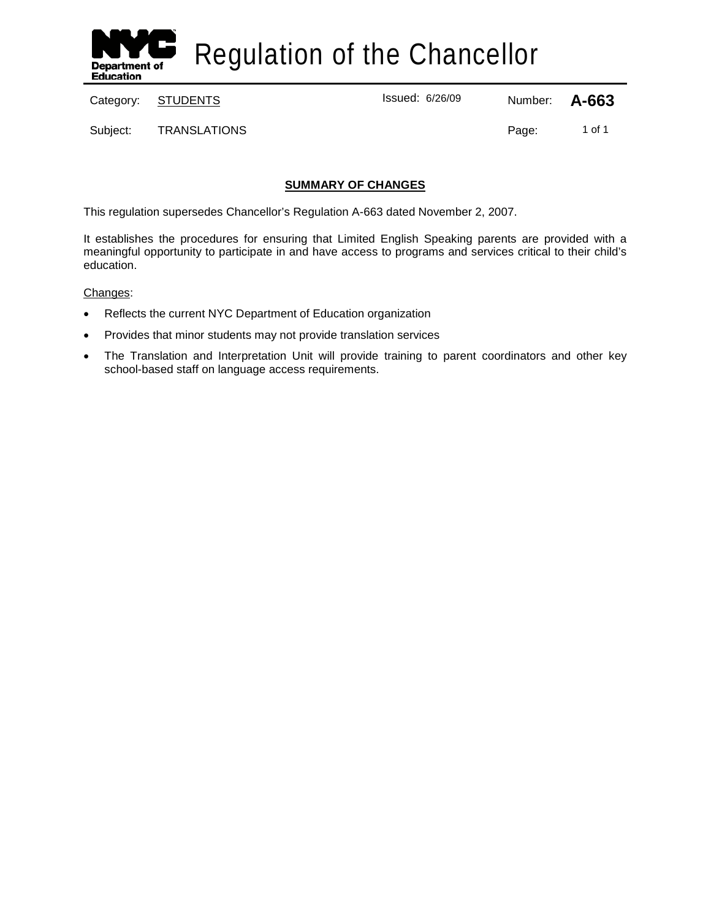# Regulation of the Chancellor

| Category: | STUDENTS | Issued: 6/26/09 | Number: | **A-663** |
|---|---|---|---|---|
| Subject: | TRANSLATIONS | | Page: | 1 of 1 |

## SUMMARY OF CHANGES

This regulation supersedes Chancellor's Regulation A-663 dated November 2, 2007.

It establishes the procedures for ensuring that Limited English Speaking parents are provided with a meaningful opportunity to participate in and have access to programs and services critical to their child's education.

Changes:

- Reflects the current NYC Department of Education organization
- Provides that minor students may not provide translation services
- The Translation and Interpretation Unit will provide training to parent coordinators and other key school-based staff on language access requirements.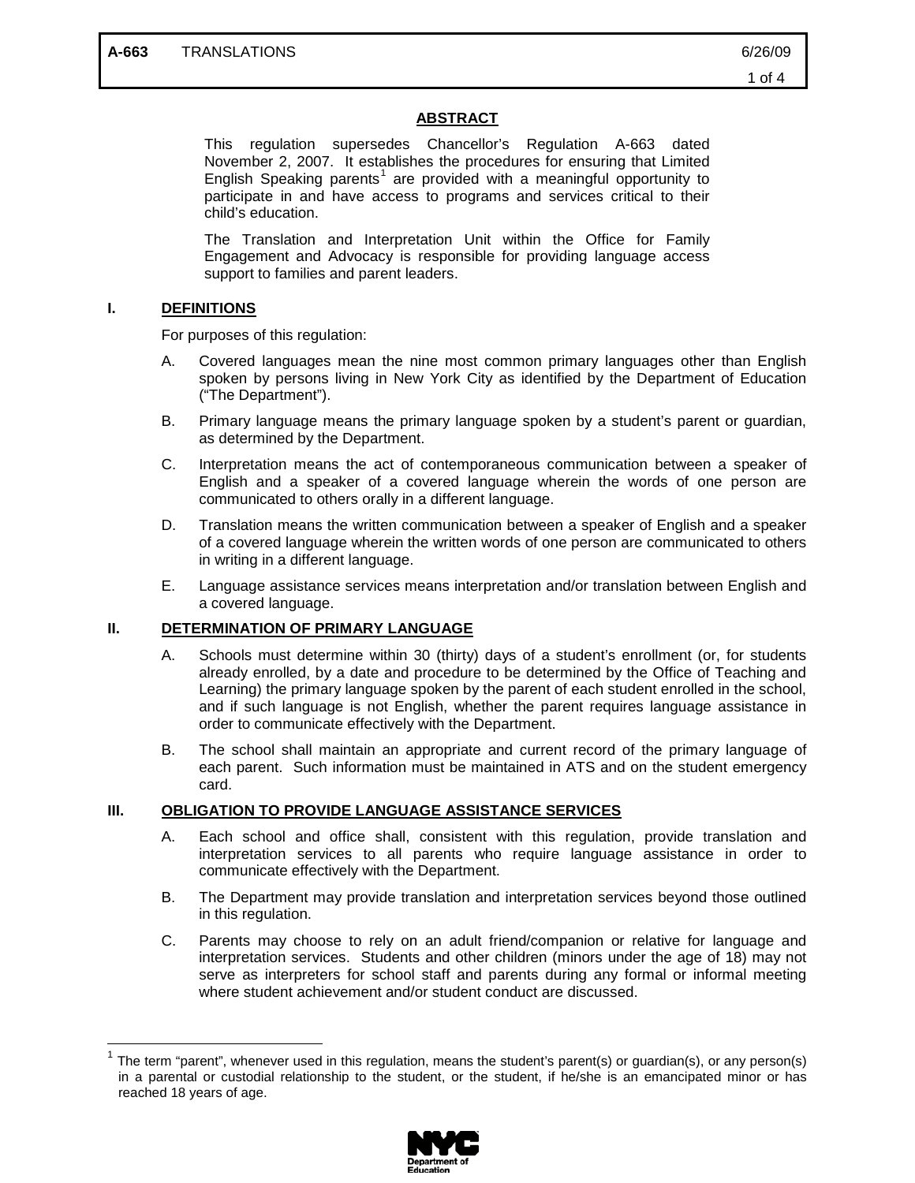## ABSTRACT

This regulation supersedes Chancellor's Regulation A-663 dated November 2, 2007. It establishes the procedures for ensuring that Limited English Speaking parents[1] are provided with a meaningful opportunity to participate in and have access to programs and services critical to their child's education.

The Translation and Interpretation Unit within the Office for Family Engagement and Advocacy is responsible for providing language access support to families and parent leaders.

## I. DEFINITIONS

For purposes of this regulation:

A. Covered languages mean the nine most common primary languages other than English spoken by persons living in New York City as identified by the Department of Education ("The Department").

B. Primary language means the primary language spoken by a student's parent or guardian, as determined by the Department.

C. Interpretation means the act of contemporaneous communication between a speaker of English and a speaker of a covered language wherein the words of one person are communicated to others orally in a different language.

D. Translation means the written communication between a speaker of English and a speaker of a covered language wherein the written words of one person are communicated to others in writing in a different language.

E. Language assistance services means interpretation and/or translation between English and a covered language.

## II. DETERMINATION OF PRIMARY LANGUAGE

A. Schools must determine within 30 (thirty) days of a student's enrollment (or, for students already enrolled, by a date and procedure to be determined by the Office of Teaching and Learning) the primary language spoken by the parent of each student enrolled in the school, and if such language is not English, whether the parent requires language assistance in order to communicate effectively with the Department.

B. The school shall maintain an appropriate and current record of the primary language of each parent. Such information must be maintained in ATS and on the student emergency card.

## III. OBLIGATION TO PROVIDE LANGUAGE ASSISTANCE SERVICES

A. Each school and office shall, consistent with this regulation, provide translation and interpretation services to all parents who require language assistance in order to communicate effectively with the Department.

B. The Department may provide translation and interpretation services beyond those outlined in this regulation.

C. Parents may choose to rely on an adult friend/companion or relative for language and interpretation services. Students and other children (minors under the age of 18) may not serve as interpreters for school staff and parents during any formal or informal meeting where student achievement and/or student conduct are discussed.

---

[1] The term "parent", whenever used in this regulation, means the student's parent(s) or guardian(s), or any person(s) in a parental or custodial relationship to the student, or the student, if he/she is an emancipated minor or has reached 18 years of age.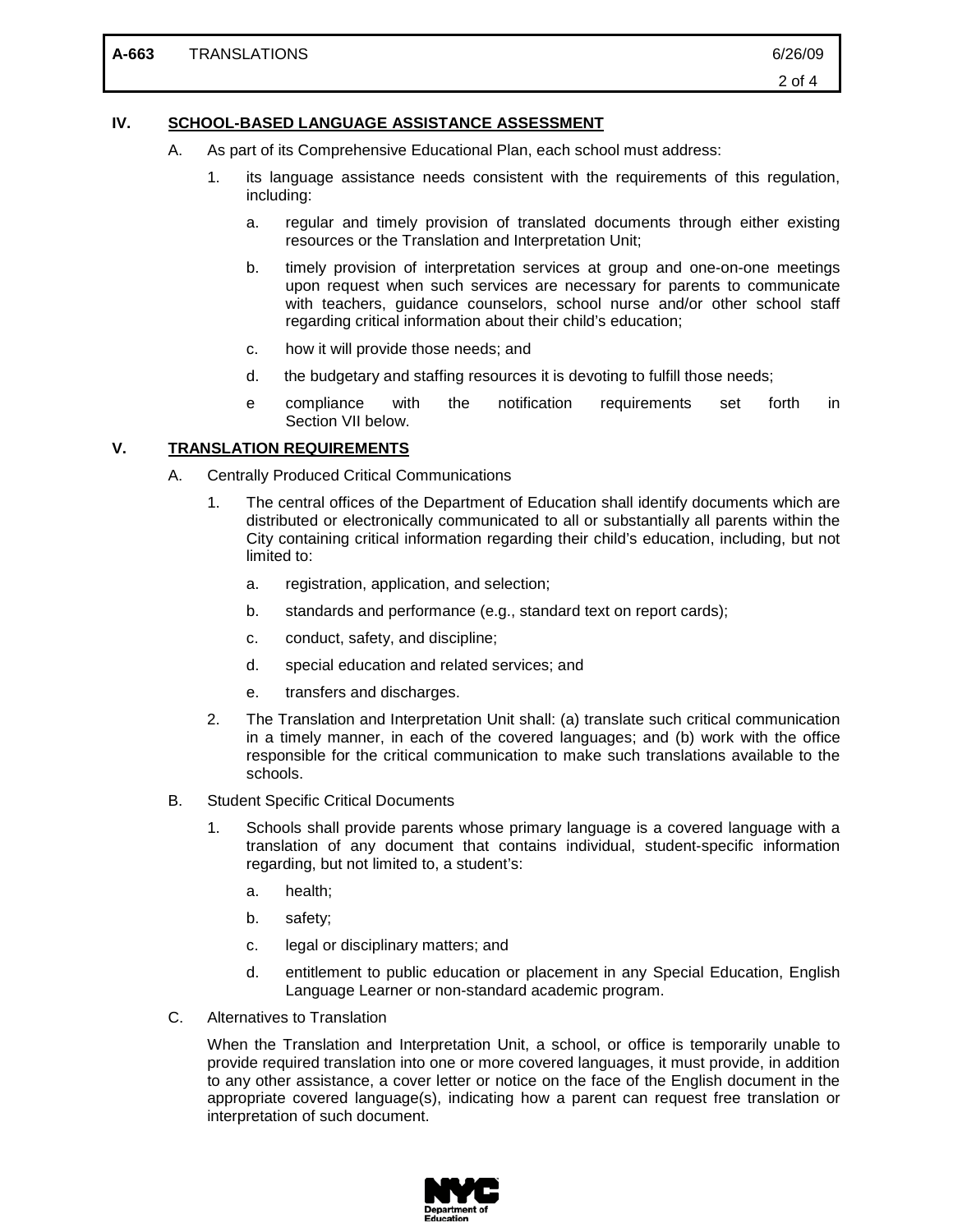## IV. SCHOOL-BASED LANGUAGE ASSISTANCE ASSESSMENT

A. As part of its Comprehensive Educational Plan, each school must address:

1. its language assistance needs consistent with the requirements of this regulation, including:

   a. regular and timely provision of translated documents through either existing resources or the Translation and Interpretation Unit;

   b. timely provision of interpretation services at group and one-on-one meetings upon request when such services are necessary for parents to communicate with teachers, guidance counselors, school nurse and/or other school staff regarding critical information about their child's education;

   c. how it will provide those needs; and

   d. the budgetary and staffing resources it is devoting to fulfill those needs;

   e compliance with the notification requirements set forth in Section VII below.

## V. TRANSLATION REQUIREMENTS

A. Centrally Produced Critical Communications

1. The central offices of the Department of Education shall identify documents which are distributed or electronically communicated to all or substantially all parents within the City containing critical information regarding their child's education, including, but not limited to:

   a. registration, application, and selection;

   b. standards and performance (e.g., standard text on report cards);

   c. conduct, safety, and discipline;

   d. special education and related services; and

   e. transfers and discharges.

2. The Translation and Interpretation Unit shall: (a) translate such critical communication in a timely manner, in each of the covered languages; and (b) work with the office responsible for the critical communication to make such translations available to the schools.

B. Student Specific Critical Documents

1. Schools shall provide parents whose primary language is a covered language with a translation of any document that contains individual, student-specific information regarding, but not limited to, a student's:

   a. health;

   b. safety;

   c. legal or disciplinary matters; and

   d. entitlement to public education or placement in any Special Education, English Language Learner or non-standard academic program.

C. Alternatives to Translation

When the Translation and Interpretation Unit, a school, or office is temporarily unable to provide required translation into one or more covered languages, it must provide, in addition to any other assistance, a cover letter or notice on the face of the English document in the appropriate covered language(s), indicating how a parent can request free translation or interpretation of such document.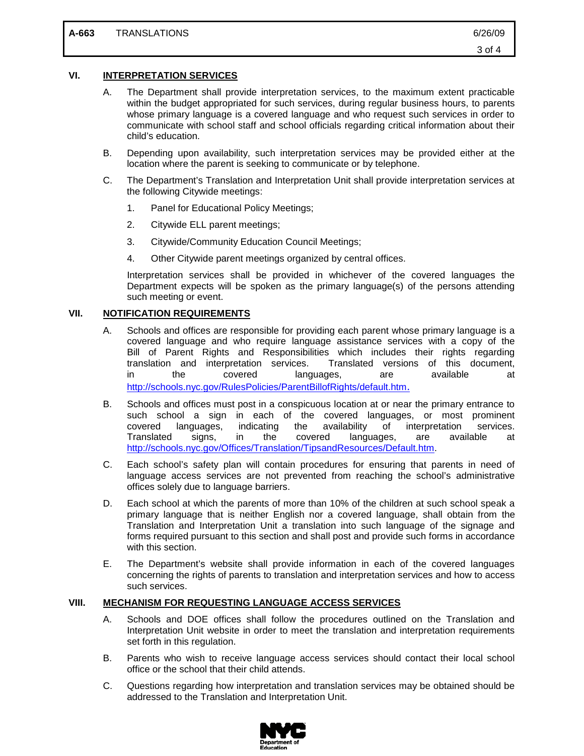## VI. INTERPRETATION SERVICES

A. The Department shall provide interpretation services, to the maximum extent practicable within the budget appropriated for such services, during regular business hours, to parents whose primary language is a covered language and who request such services in order to communicate with school staff and school officials regarding critical information about their child's education.

B. Depending upon availability, such interpretation services may be provided either at the location where the parent is seeking to communicate or by telephone.

C. The Department's Translation and Interpretation Unit shall provide interpretation services at the following Citywide meetings:

1. Panel for Educational Policy Meetings;
2. Citywide ELL parent meetings;
3. Citywide/Community Education Council Meetings;
4. Other Citywide parent meetings organized by central offices.

Interpretation services shall be provided in whichever of the covered languages the Department expects will be spoken as the primary language(s) of the persons attending such meeting or event.

## VII. NOTIFICATION REQUIREMENTS

A. Schools and offices are responsible for providing each parent whose primary language is a covered language and who require language assistance services with a copy of the Bill of Parent Rights and Responsibilities which includes their rights regarding translation and interpretation services. Translated versions of this document, in the covered languages, are available at http://schools.nyc.gov/RulesPolicies/ParentBillofRights/default.htm.

B. Schools and offices must post in a conspicuous location at or near the primary entrance to such school a sign in each of the covered languages, or most prominent covered languages, indicating the availability of interpretation services. Translated signs, in the covered languages, are available at http://schools.nyc.gov/Offices/Translation/TipsandResources/Default.htm.

C. Each school's safety plan will contain procedures for ensuring that parents in need of language access services are not prevented from reaching the school's administrative offices solely due to language barriers.

D. Each school at which the parents of more than 10% of the children at such school speak a primary language that is neither English nor a covered language, shall obtain from the Translation and Interpretation Unit a translation into such language of the signage and forms required pursuant to this section and shall post and provide such forms in accordance with this section.

E. The Department's website shall provide information in each of the covered languages concerning the rights of parents to translation and interpretation services and how to access such services.

## VIII. MECHANISM FOR REQUESTING LANGUAGE ACCESS SERVICES

A. Schools and DOE offices shall follow the procedures outlined on the Translation and Interpretation Unit website in order to meet the translation and interpretation requirements set forth in this regulation.

B. Parents who wish to receive language access services should contact their local school office or the school that their child attends.

C. Questions regarding how interpretation and translation services may be obtained should be addressed to the Translation and Interpretation Unit.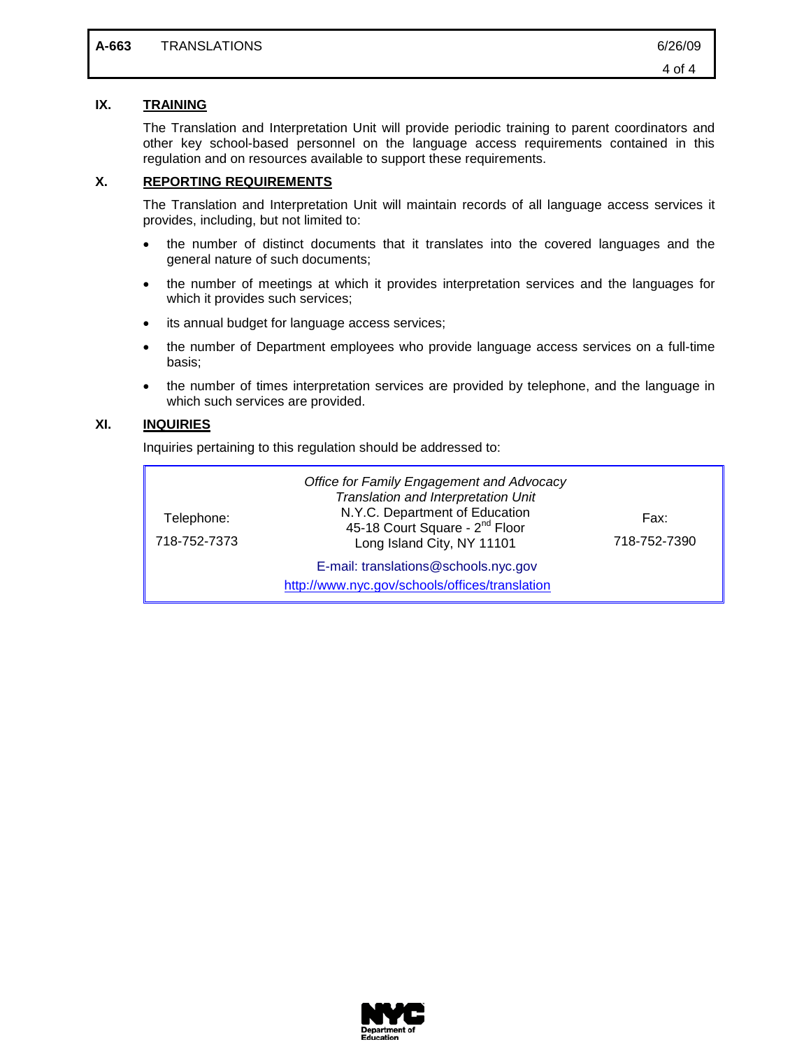## IX. TRAINING

The Translation and Interpretation Unit will provide periodic training to parent coordinators and other key school-based personnel on the language access requirements contained in this regulation and on resources available to support these requirements.

## X. REPORTING REQUIREMENTS

The Translation and Interpretation Unit will maintain records of all language access services it provides, including, but not limited to:

- the number of distinct documents that it translates into the covered languages and the general nature of such documents;
- the number of meetings at which it provides interpretation services and the languages for which it provides such services;
- its annual budget for language access services;
- the number of Department employees who provide language access services on a full-time basis;
- the number of times interpretation services are provided by telephone, and the language in which such services are provided.

## XI. INQUIRIES

Inquiries pertaining to this regulation should be addressed to:

| | | |
|---|---|---|
| Telephone:<br>718-752-7373 | *Office for Family Engagement and Advocacy*<br>*Translation and Interpretation Unit*<br>N.Y.C. Department of Education<br>45-18 Court Square - 2nd Floor<br>Long Island City, NY 11101 | Fax:<br>718-752-7390 |
| | E-mail: translations@schools.nyc.gov<br>http://www.nyc.gov/schools/offices/translation | |